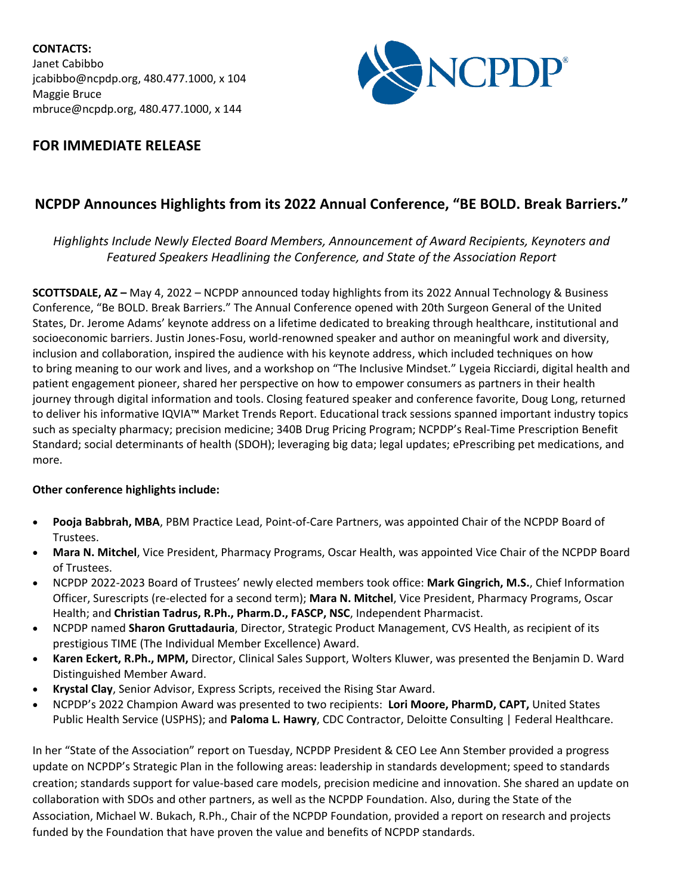**CONTACTS:**
Janet Cabibbo
jcabibbo@ncpdp.org, 480.477.1000, x 104
Maggie Bruce
mbruce@ncpdp.org, 480.477.1000, x 144

## FOR IMMEDIATE RELEASE

# NCPDP Announces Highlights from its 2022 Annual Conference, "BE BOLD. Break Barriers."

*Highlights Include Newly Elected Board Members, Announcement of Award Recipients, Keynoters and Featured Speakers Headlining the Conference, and State of the Association Report*

**SCOTTSDALE, AZ –** May 4, 2022 – NCPDP announced today highlights from its 2022 Annual Technology & Business Conference, "Be BOLD. Break Barriers." The Annual Conference opened with 20th Surgeon General of the United States, Dr. Jerome Adams' keynote address on a lifetime dedicated to breaking through healthcare, institutional and socioeconomic barriers. Justin Jones-Fosu, world-renowned speaker and author on meaningful work and diversity, inclusion and collaboration, inspired the audience with his keynote address, which included techniques on how to bring meaning to our work and lives, and a workshop on "The Inclusive Mindset." Lygeia Ricciardi, digital health and patient engagement pioneer, shared her perspective on how to empower consumers as partners in their health journey through digital information and tools. Closing featured speaker and conference favorite, Doug Long, returned to deliver his informative IQVIA™ Market Trends Report. Educational track sessions spanned important industry topics such as specialty pharmacy; precision medicine; 340B Drug Pricing Program; NCPDP's Real-Time Prescription Benefit Standard; social determinants of health (SDOH); leveraging big data; legal updates; ePrescribing pet medications, and more.

**Other conference highlights include:**

- **Pooja Babbrah, MBA**, PBM Practice Lead, Point-of-Care Partners, was appointed Chair of the NCPDP Board of Trustees.
- **Mara N. Mitchel**, Vice President, Pharmacy Programs, Oscar Health, was appointed Vice Chair of the NCPDP Board of Trustees.
- NCPDP 2022-2023 Board of Trustees' newly elected members took office: **Mark Gingrich, M.S.**, Chief Information Officer, Surescripts (re-elected for a second term); **Mara N. Mitchel**, Vice President, Pharmacy Programs, Oscar Health; and **Christian Tadrus, R.Ph., Pharm.D., FASCP, NSC**, Independent Pharmacist.
- NCPDP named **Sharon Gruttadauria**, Director, Strategic Product Management, CVS Health, as recipient of its prestigious TIME (The Individual Member Excellence) Award.
- **Karen Eckert, R.Ph., MPM,** Director, Clinical Sales Support, Wolters Kluwer, was presented the Benjamin D. Ward Distinguished Member Award.
- **Krystal Clay**, Senior Advisor, Express Scripts, received the Rising Star Award.
- NCPDP's 2022 Champion Award was presented to two recipients: **Lori Moore, PharmD, CAPT,** United States Public Health Service (USPHS); and **Paloma L. Hawry**, CDC Contractor, Deloitte Consulting | Federal Healthcare.

In her "State of the Association" report on Tuesday, NCPDP President & CEO Lee Ann Stember provided a progress update on NCPDP's Strategic Plan in the following areas: leadership in standards development; speed to standards creation; standards support for value-based care models, precision medicine and innovation. She shared an update on collaboration with SDOs and other partners, as well as the NCPDP Foundation. Also, during the State of the Association, Michael W. Bukach, R.Ph., Chair of the NCPDP Foundation, provided a report on research and projects funded by the Foundation that have proven the value and benefits of NCPDP standards.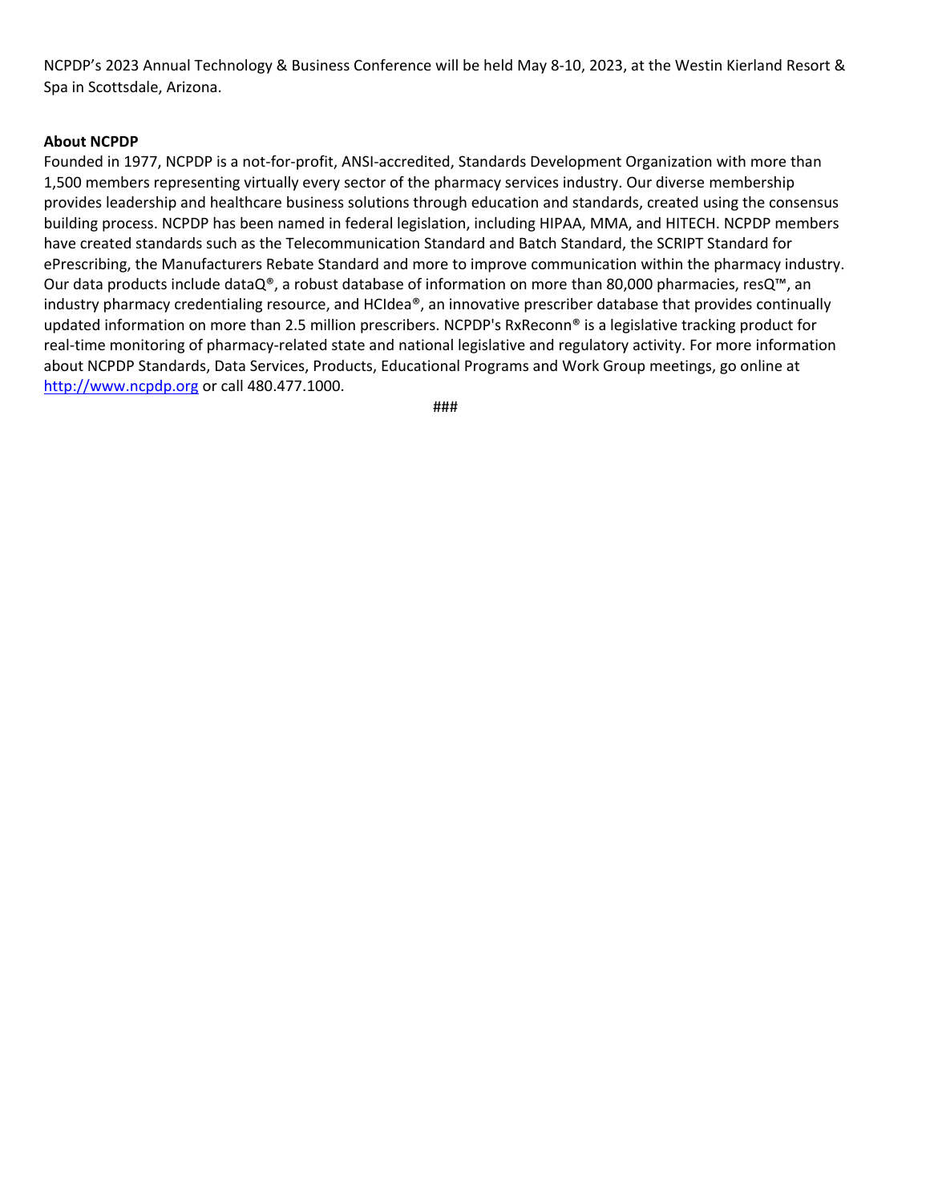NCPDP's 2023 Annual Technology & Business Conference will be held May 8-10, 2023, at the Westin Kierland Resort & Spa in Scottsdale, Arizona.

**About NCPDP**

Founded in 1977, NCPDP is a not-for-profit, ANSI-accredited, Standards Development Organization with more than 1,500 members representing virtually every sector of the pharmacy services industry. Our diverse membership provides leadership and healthcare business solutions through education and standards, created using the consensus building process. NCPDP has been named in federal legislation, including HIPAA, MMA, and HITECH. NCPDP members have created standards such as the Telecommunication Standard and Batch Standard, the SCRIPT Standard for ePrescribing, the Manufacturers Rebate Standard and more to improve communication within the pharmacy industry. Our data products include dataQ®, a robust database of information on more than 80,000 pharmacies, resQ™, an industry pharmacy credentialing resource, and HCIdea®, an innovative prescriber database that provides continually updated information on more than 2.5 million prescribers. NCPDP's RxReconn® is a legislative tracking product for real-time monitoring of pharmacy-related state and national legislative and regulatory activity. For more information about NCPDP Standards, Data Services, Products, Educational Programs and Work Group meetings, go online at http://www.ncpdp.org or call 480.477.1000.

###